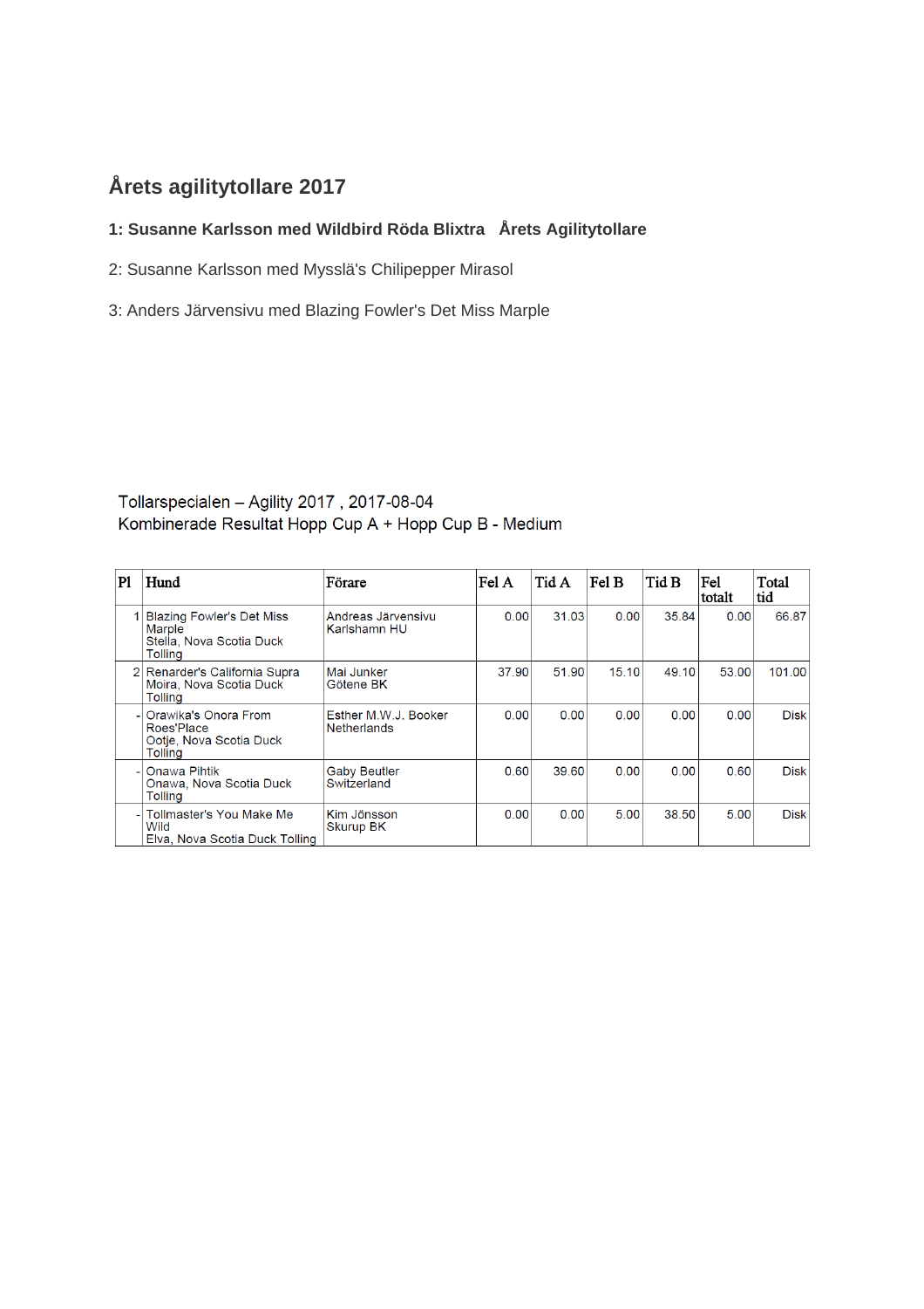# Årets agilitytollare 2017

**1: Susanne Karlsson med Wildbird Röda Blixtra   Årets Agilitytollare**

2: Susanne Karlsson med Mysslä's Chilipepper Mirasol

3: Anders Järvensivu med Blazing Fowler's Det Miss Marple

Tollarspecialen – Agility 2017 , 2017-08-04
Kombinerade Resultat Hopp Cup A + Hopp Cup B - Medium

| Pl | Hund | Förare | Fel A | Tid A | Fel B | Tid B | Fel totalt | Total tid |
|---|---|---|---|---|---|---|---|---|
| 1 | Blazing Fowler's Det Miss Marple<br>Stella, Nova Scotia Duck Tolling | Andreas Järvensivu<br>Karlshamn HU | 0.00 | 31.03 | 0.00 | 35.84 | 0.00 | 66.87 |
| 2 | Renarder's California Supra<br>Moira, Nova Scotia Duck Tolling | Mai Junker<br>Götene BK | 37.90 | 51.90 | 15.10 | 49.10 | 53.00 | 101.00 |
| - | Orawika's Onora From Roes'Place<br>Ootje, Nova Scotia Duck Tolling | Esther M.W.J. Booker<br>Netherlands | 0.00 | 0.00 | 0.00 | 0.00 | 0.00 | Disk |
| - | Onawa Pihtik<br>Onawa, Nova Scotia Duck Tolling | Gaby Beutler<br>Switzerland | 0.60 | 39.60 | 0.00 | 0.00 | 0.60 | Disk |
| - | Tollmaster's You Make Me Wild<br>Elva, Nova Scotia Duck Tolling | Kim Jönsson<br>Skurup BK | 0.00 | 0.00 | 5.00 | 38.50 | 5.00 | Disk |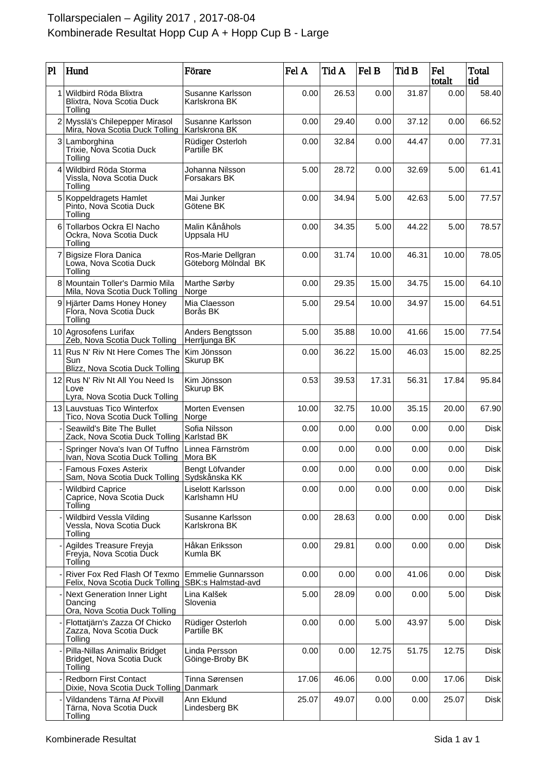# Tollarspecialen – Agility 2017 , 2017-08-04

## Kombinerade Resultat Hopp Cup A + Hopp Cup B - Large

| Pl | Hund | Förare | Fel A | Tid A | Fel B | Tid B | Fel totalt | Total tid |
|---|---|---|---|---|---|---|---|---|
| 1 | Wildbird Röda Blixtra<br>Blixtra, Nova Scotia Duck Tolling | Susanne Karlsson<br>Karlskrona BK | 0.00 | 26.53 | 0.00 | 31.87 | 0.00 | 58.40 |
| 2 | Mysslä's Chilepepper Mirasol<br>Mira, Nova Scotia Duck Tolling | Susanne Karlsson<br>Karlskrona BK | 0.00 | 29.40 | 0.00 | 37.12 | 0.00 | 66.52 |
| 3 | Lamborghina<br>Trixie, Nova Scotia Duck Tolling | Rüdiger Osterloh<br>Partille BK | 0.00 | 32.84 | 0.00 | 44.47 | 0.00 | 77.31 |
| 4 | Wildbird Röda Storma<br>Vissla, Nova Scotia Duck Tolling | Johanna Nilsson<br>Forsakars BK | 5.00 | 28.72 | 0.00 | 32.69 | 5.00 | 61.41 |
| 5 | Koppeldragets Hamlet<br>Pinto, Nova Scotia Duck Tolling | Mai Junker<br>Götene BK | 0.00 | 34.94 | 5.00 | 42.63 | 5.00 | 77.57 |
| 6 | Tollarbos Ockra El Nacho<br>Ockra, Nova Scotia Duck Tolling | Malin Kånåhols<br>Uppsala HU | 0.00 | 34.35 | 5.00 | 44.22 | 5.00 | 78.57 |
| 7 | Bigsize Flora Danica<br>Lowa, Nova Scotia Duck Tolling | Ros-Marie Dellgran<br>Göteborg Mölndal BK | 0.00 | 31.74 | 10.00 | 46.31 | 10.00 | 78.05 |
| 8 | Mountain Toller's Darmio Mila<br>Mila, Nova Scotia Duck Tolling | Marthe Sørby<br>Norge | 0.00 | 29.35 | 15.00 | 34.75 | 15.00 | 64.10 |
| 9 | Hjärter Dams Honey Honey<br>Flora, Nova Scotia Duck Tolling | Mia Claesson<br>Borås BK | 5.00 | 29.54 | 10.00 | 34.97 | 15.00 | 64.51 |
| 10 | Agrosofens Lurifax<br>Zeb, Nova Scotia Duck Tolling | Anders Bengtsson<br>Herrljunga BK | 5.00 | 35.88 | 10.00 | 41.66 | 15.00 | 77.54 |
| 11 | Rus N' Riv Nt Here Comes The Sun<br>Blizz, Nova Scotia Duck Tolling | Kim Jönsson<br>Skurup BK | 0.00 | 36.22 | 15.00 | 46.03 | 15.00 | 82.25 |
| 12 | Rus N' Riv Nt All You Need Is Love<br>Lyra, Nova Scotia Duck Tolling | Kim Jönsson<br>Skurup BK | 0.53 | 39.53 | 17.31 | 56.31 | 17.84 | 95.84 |
| 13 | Lauvstuas Tico Winterfox<br>Tico, Nova Scotia Duck Tolling | Morten Evensen<br>Norge | 10.00 | 32.75 | 10.00 | 35.15 | 20.00 | 67.90 |
| - | Seawild's Bite The Bullet<br>Zack, Nova Scotia Duck Tolling | Sofia Nilsson<br>Karlstad BK | 0.00 | 0.00 | 0.00 | 0.00 | 0.00 | Disk |
| - | Springer Nova's Ivan Of Tuffno<br>Ivan, Nova Scotia Duck Tolling | Linnea Färnström<br>Mora BK | 0.00 | 0.00 | 0.00 | 0.00 | 0.00 | Disk |
| - | Famous Foxes Asterix<br>Sam, Nova Scotia Duck Tolling | Bengt Löfvander<br>Sydskånska KK | 0.00 | 0.00 | 0.00 | 0.00 | 0.00 | Disk |
| - | Wildbird Caprice<br>Caprice, Nova Scotia Duck Tolling | Liselott Karlsson<br>Karlshamn HU | 0.00 | 0.00 | 0.00 | 0.00 | 0.00 | Disk |
| - | Wildbird Vessla Vilding<br>Vessla, Nova Scotia Duck Tolling | Susanne Karlsson<br>Karlskrona BK | 0.00 | 28.63 | 0.00 | 0.00 | 0.00 | Disk |
| - | Agildes Treasure Freyja<br>Freyja, Nova Scotia Duck Tolling | Håkan Eriksson<br>Kumla BK | 0.00 | 29.81 | 0.00 | 0.00 | 0.00 | Disk |
| - | River Fox Red Flash Of Texmo<br>Felix, Nova Scotia Duck Tolling | Emmelie Gunnarsson<br>SBK:s Halmstad-avd | 0.00 | 0.00 | 0.00 | 41.06 | 0.00 | Disk |
| - | Next Generation Inner Light Dancing<br>Ora, Nova Scotia Duck Tolling | Lina Kalšek<br>Slovenia | 5.00 | 28.09 | 0.00 | 0.00 | 5.00 | Disk |
| - | Flottatjärn's Zazza Of Chicko<br>Zazza, Nova Scotia Duck Tolling | Rüdiger Osterloh<br>Partille BK | 0.00 | 0.00 | 5.00 | 43.97 | 5.00 | Disk |
| - | Pilla-Nillas Animalix Bridget<br>Bridget, Nova Scotia Duck Tolling | Linda Persson<br>Göinge-Broby BK | 0.00 | 0.00 | 12.75 | 51.75 | 12.75 | Disk |
| - | Redborn First Contact<br>Dixie, Nova Scotia Duck Tolling | Tinna Sørensen<br>Danmark | 17.06 | 46.06 | 0.00 | 0.00 | 17.06 | Disk |
| - | Vildandens Tärna Af Pixvill<br>Tärna, Nova Scotia Duck Tolling | Ann Eklund<br>Lindesberg BK | 25.07 | 49.07 | 0.00 | 0.00 | 25.07 | Disk |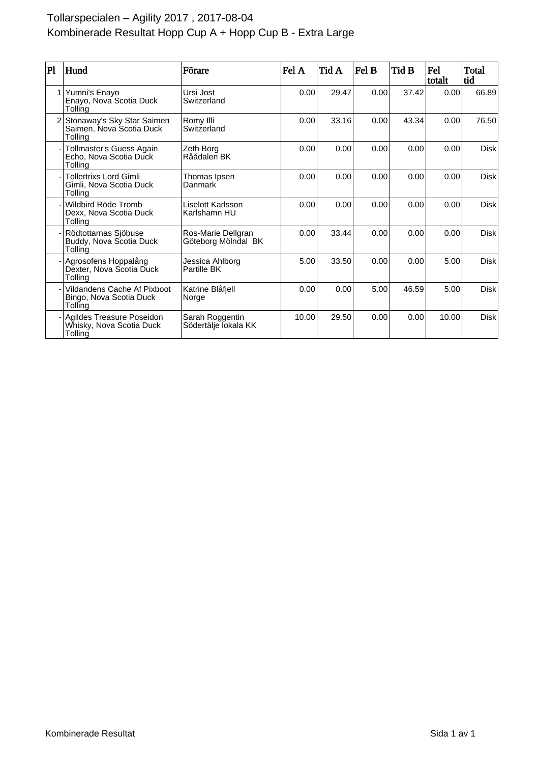# Tollarspecialen – Agility 2017 , 2017-08-04

## Kombinerade Resultat Hopp Cup A + Hopp Cup B - Extra Large

| Pl | Hund | Förare | Fel A | Tid A | Fel B | Tid B | Fel totalt | Total tid |
|---|---|---|---|---|---|---|---|---|
| 1 | Yumni's Enayo<br>Enayo, Nova Scotia Duck Tolling | Ursi Jost<br>Switzerland | 0.00 | 29.47 | 0.00 | 37.42 | 0.00 | 66.89 |
| 2 | Stonaway's Sky Star Saimen<br>Saimen, Nova Scotia Duck Tolling | Romy Illi<br>Switzerland | 0.00 | 33.16 | 0.00 | 43.34 | 0.00 | 76.50 |
| - | Tollmaster's Guess Again<br>Echo, Nova Scotia Duck Tolling | Zeth Borg<br>Råådalen BK | 0.00 | 0.00 | 0.00 | 0.00 | 0.00 | Disk |
| - | Tollertrixs Lord Gimli<br>Gimli, Nova Scotia Duck Tolling | Thomas Ipsen<br>Danmark | 0.00 | 0.00 | 0.00 | 0.00 | 0.00 | Disk |
| - | Wildbird Röde Tromb<br>Dexx, Nova Scotia Duck Tolling | Liselott Karlsson<br>Karlshamn HU | 0.00 | 0.00 | 0.00 | 0.00 | 0.00 | Disk |
| - | Rödtottarnas Sjöbuse<br>Buddy, Nova Scotia Duck Tolling | Ros-Marie Dellgran<br>Göteborg Mölndal BK | 0.00 | 33.44 | 0.00 | 0.00 | 0.00 | Disk |
| - | Agrosofens Hoppalång<br>Dexter, Nova Scotia Duck Tolling | Jessica Ahlborg<br>Partille BK | 5.00 | 33.50 | 0.00 | 0.00 | 5.00 | Disk |
| - | Vildandens Cache Af Pixboot<br>Bingo, Nova Scotia Duck Tolling | Katrine Blåfjell<br>Norge | 0.00 | 0.00 | 5.00 | 46.59 | 5.00 | Disk |
| - | Agildes Treasure Poseidon<br>Whisky, Nova Scotia Duck Tolling | Sarah Roggentin<br>Södertälje lokala KK | 10.00 | 29.50 | 0.00 | 0.00 | 10.00 | Disk |